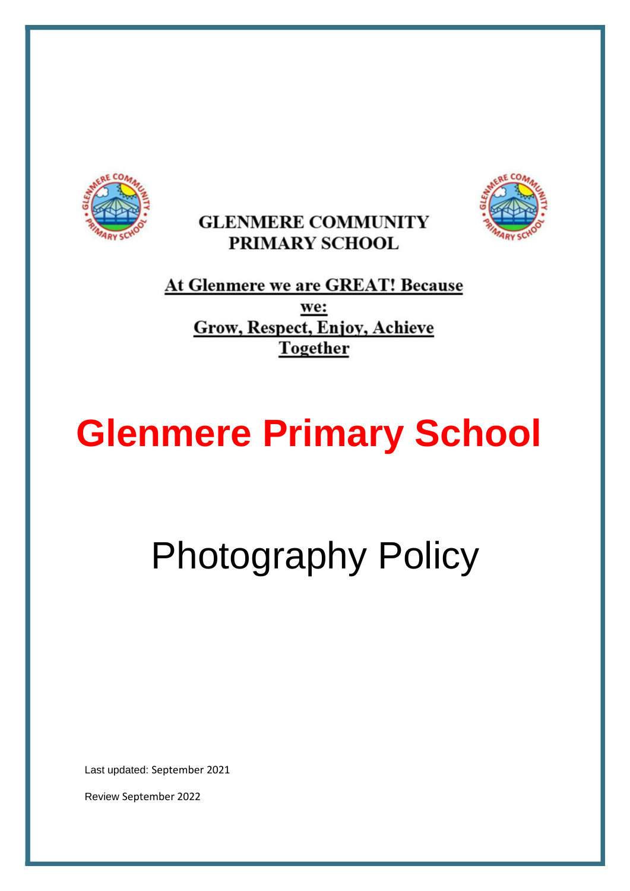**GLENMERE COMMUNITY PRIMARY SCHOOL**

**At Glenmere we are GREAT! Because we: Grow, Respect, Enjoy, Achieve Together**

# Glenmere Primary School

# Photography Policy

Last updated: September 2021

Review September 2022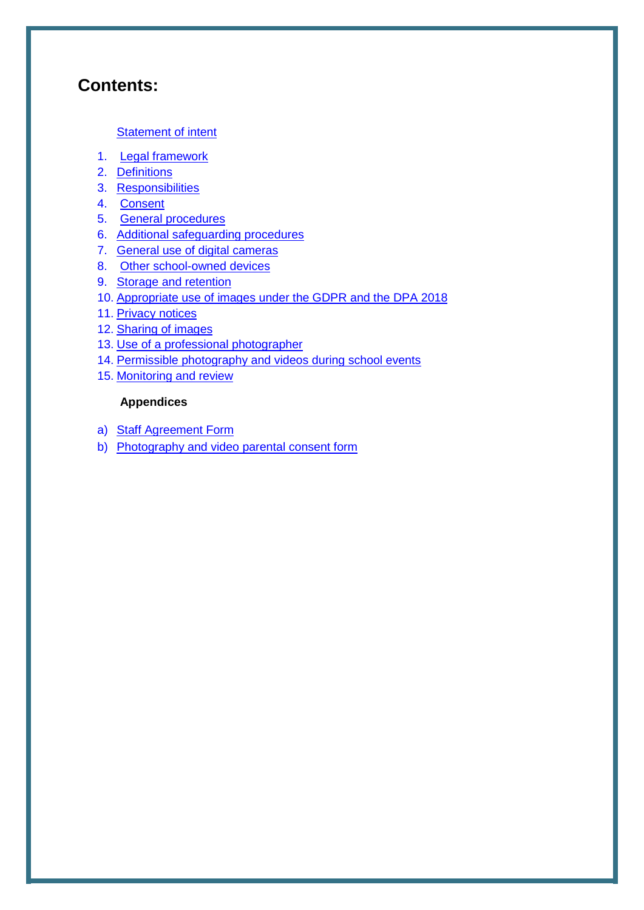# Contents:

Statement of intent

1. Legal framework
2. Definitions
3. Responsibilities
4. Consent
5. General procedures
6. Additional safeguarding procedures
7. General use of digital cameras
8. Other school-owned devices
9. Storage and retention
10. Appropriate use of images under the GDPR and the DPA 2018
11. Privacy notices
12. Sharing of images
13. Use of a professional photographer
14. Permissible photography and videos during school events
15. Monitoring and review

**Appendices**

a) Staff Agreement Form

b) Photography and video parental consent form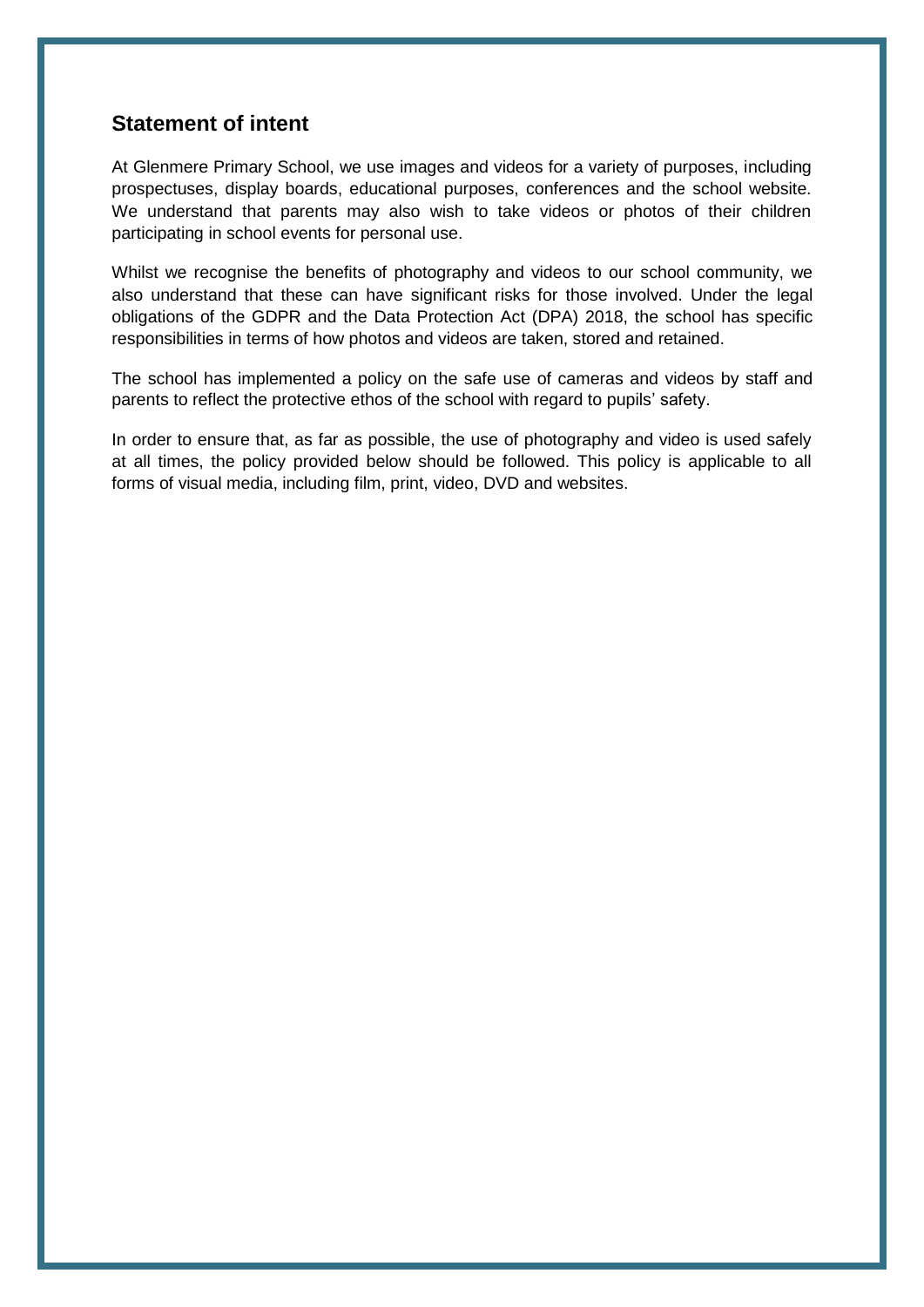## Statement of intent

At Glenmere Primary School, we use images and videos for a variety of purposes, including prospectuses, display boards, educational purposes, conferences and the school website. We understand that parents may also wish to take videos or photos of their children participating in school events for personal use.

Whilst we recognise the benefits of photography and videos to our school community, we also understand that these can have significant risks for those involved. Under the legal obligations of the GDPR and the Data Protection Act (DPA) 2018, the school has specific responsibilities in terms of how photos and videos are taken, stored and retained.

The school has implemented a policy on the safe use of cameras and videos by staff and parents to reflect the protective ethos of the school with regard to pupils' safety.

In order to ensure that, as far as possible, the use of photography and video is used safely at all times, the policy provided below should be followed. This policy is applicable to all forms of visual media, including film, print, video, DVD and websites.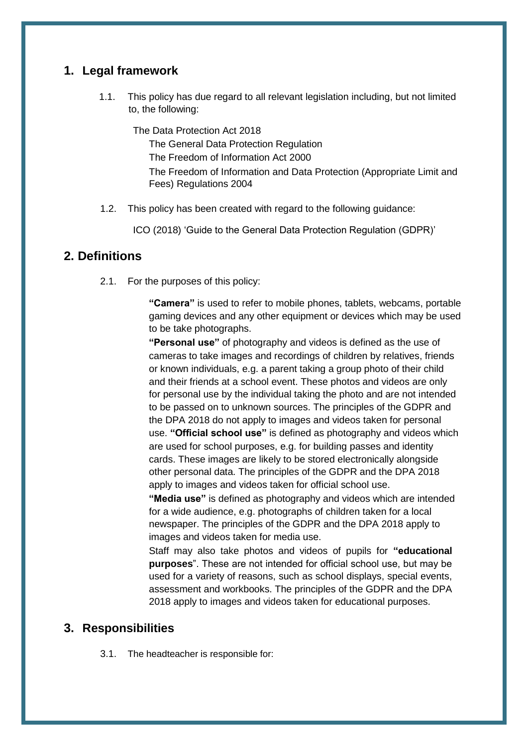## 1. Legal framework

1.1. This policy has due regard to all relevant legislation including, but not limited to, the following:

- The Data Protection Act 2018
- The General Data Protection Regulation
- The Freedom of Information Act 2000
- The Freedom of Information and Data Protection (Appropriate Limit and Fees) Regulations 2004

1.2. This policy has been created with regard to the following guidance:

- ICO (2018) 'Guide to the General Data Protection Regulation (GDPR)'

## 2. Definitions

2.1. For the purposes of this policy:

- **"Camera"** is used to refer to mobile phones, tablets, webcams, portable gaming devices and any other equipment or devices which may be used to be take photographs.
- **"Personal use"** of photography and videos is defined as the use of cameras to take images and recordings of children by relatives, friends or known individuals, e.g. a parent taking a group photo of their child and their friends at a school event. These photos and videos are only for personal use by the individual taking the photo and are not intended to be passed on to unknown sources. The principles of the GDPR and the DPA 2018 do not apply to images and videos taken for personal use. **"Official school use"** is defined as photography and videos which are used for school purposes, e.g. for building passes and identity cards. These images are likely to be stored electronically alongside other personal data. The principles of the GDPR and the DPA 2018 apply to images and videos taken for official school use.
- **"Media use"** is defined as photography and videos which are intended for a wide audience, e.g. photographs of children taken for a local newspaper. The principles of the GDPR and the DPA 2018 apply to images and videos taken for media use.
- Staff may also take photos and videos of pupils for **"educational purposes**". These are not intended for official school use, but may be used for a variety of reasons, such as school displays, special events, assessment and workbooks. The principles of the GDPR and the DPA 2018 apply to images and videos taken for educational purposes.

## 3. Responsibilities

3.1. The headteacher is responsible for: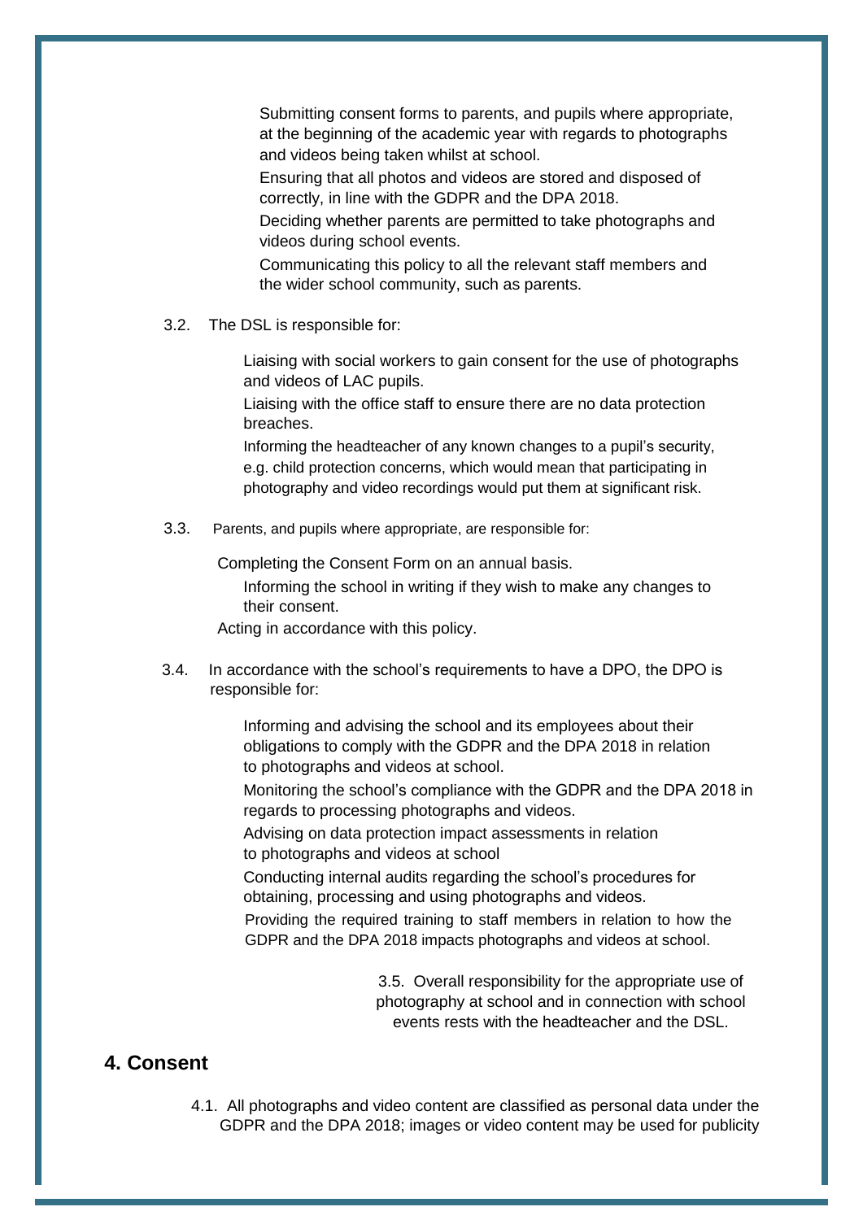- Submitting consent forms to parents, and pupils where appropriate, at the beginning of the academic year with regards to photographs and videos being taken whilst at school.
- Ensuring that all photos and videos are stored and disposed of correctly, in line with the GDPR and the DPA 2018.
- Deciding whether parents are permitted to take photographs and videos during school events.
- Communicating this policy to all the relevant staff members and the wider school community, such as parents.

3.2. The DSL is responsible for:

- Liaising with social workers to gain consent for the use of photographs and videos of LAC pupils.
- Liaising with the office staff to ensure there are no data protection breaches.
- Informing the headteacher of any known changes to a pupil's security, e.g. child protection concerns, which would mean that participating in photography and video recordings would put them at significant risk.

3.3. Parents, and pupils where appropriate, are responsible for:

- Completing the Consent Form on an annual basis.
- Informing the school in writing if they wish to make any changes to their consent.
- Acting in accordance with this policy.

3.4. In accordance with the school's requirements to have a DPO, the DPO is responsible for:

- Informing and advising the school and its employees about their obligations to comply with the GDPR and the DPA 2018 in relation to photographs and videos at school.
- Monitoring the school's compliance with the GDPR and the DPA 2018 in regards to processing photographs and videos.
- Advising on data protection impact assessments in relation to photographs and videos at school
- Conducting internal audits regarding the school's procedures for obtaining, processing and using photographs and videos.
- Providing the required training to staff members in relation to how the GDPR and the DPA 2018 impacts photographs and videos at school.

3.5. Overall responsibility for the appropriate use of photography at school and in connection with school events rests with the headteacher and the DSL.

## 4. Consent

4.1. All photographs and video content are classified as personal data under the GDPR and the DPA 2018; images or video content may be used for publicity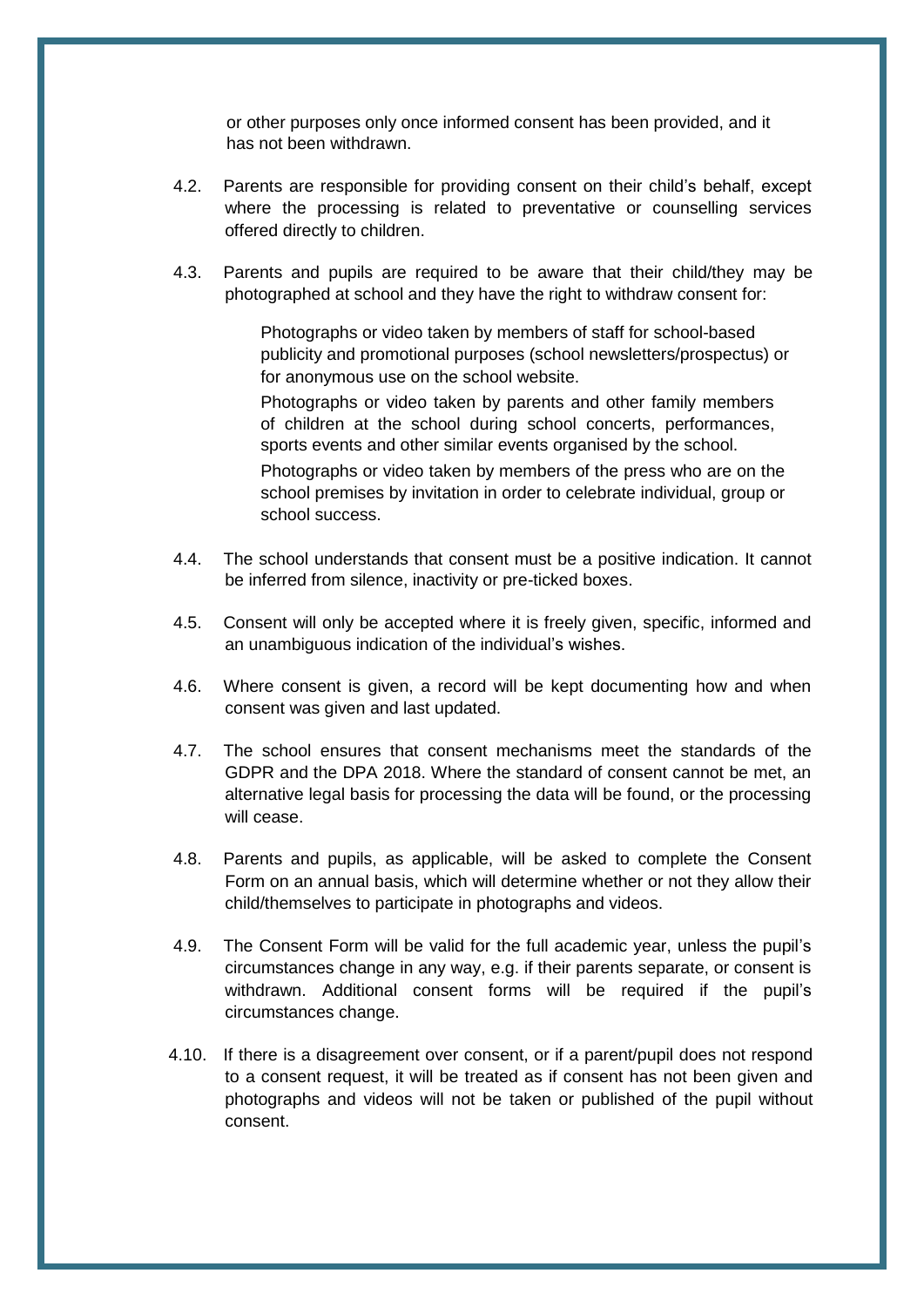or other purposes only once informed consent has been provided, and it has not been withdrawn.

4.2. Parents are responsible for providing consent on their child's behalf, except where the processing is related to preventative or counselling services offered directly to children.

4.3. Parents and pupils are required to be aware that their child/they may be photographed at school and they have the right to withdraw consent for:

- Photographs or video taken by members of staff for school-based publicity and promotional purposes (school newsletters/prospectus) or for anonymous use on the school website.
- Photographs or video taken by parents and other family members of children at the school during school concerts, performances, sports events and other similar events organised by the school.
- Photographs or video taken by members of the press who are on the school premises by invitation in order to celebrate individual, group or school success.

4.4. The school understands that consent must be a positive indication. It cannot be inferred from silence, inactivity or pre-ticked boxes.

4.5. Consent will only be accepted where it is freely given, specific, informed and an unambiguous indication of the individual's wishes.

4.6. Where consent is given, a record will be kept documenting how and when consent was given and last updated.

4.7. The school ensures that consent mechanisms meet the standards of the GDPR and the DPA 2018. Where the standard of consent cannot be met, an alternative legal basis for processing the data will be found, or the processing will cease.

4.8. Parents and pupils, as applicable, will be asked to complete the Consent Form on an annual basis, which will determine whether or not they allow their child/themselves to participate in photographs and videos.

4.9. The Consent Form will be valid for the full academic year, unless the pupil's circumstances change in any way, e.g. if their parents separate, or consent is withdrawn. Additional consent forms will be required if the pupil's circumstances change.

4.10. If there is a disagreement over consent, or if a parent/pupil does not respond to a consent request, it will be treated as if consent has not been given and photographs and videos will not be taken or published of the pupil without consent.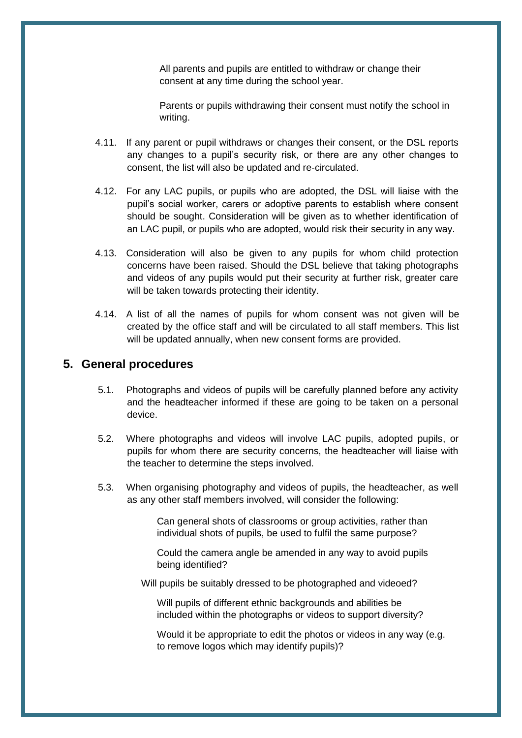- All parents and pupils are entitled to withdraw or change their consent at any time during the school year.
- Parents or pupils withdrawing their consent must notify the school in writing.

4.11. If any parent or pupil withdraws or changes their consent, or the DSL reports any changes to a pupil's security risk, or there are any other changes to consent, the list will also be updated and re-circulated.

4.12. For any LAC pupils, or pupils who are adopted, the DSL will liaise with the pupil's social worker, carers or adoptive parents to establish where consent should be sought. Consideration will be given as to whether identification of an LAC pupil, or pupils who are adopted, would risk their security in any way.

4.13. Consideration will also be given to any pupils for whom child protection concerns have been raised. Should the DSL believe that taking photographs and videos of any pupils would put their security at further risk, greater care will be taken towards protecting their identity.

4.14. A list of all the names of pupils for whom consent was not given will be created by the office staff and will be circulated to all staff members. This list will be updated annually, when new consent forms are provided.

## 5. General procedures

5.1. Photographs and videos of pupils will be carefully planned before any activity and the headteacher informed if these are going to be taken on a personal device.

5.2. Where photographs and videos will involve LAC pupils, adopted pupils, or pupils for whom there are security concerns, the headteacher will liaise with the teacher to determine the steps involved.

5.3. When organising photography and videos of pupils, the headteacher, as well as any other staff members involved, will consider the following:

- Can general shots of classrooms or group activities, rather than individual shots of pupils, be used to fulfil the same purpose?
- Could the camera angle be amended in any way to avoid pupils being identified?
- Will pupils be suitably dressed to be photographed and videoed?
- Will pupils of different ethnic backgrounds and abilities be included within the photographs or videos to support diversity?
- Would it be appropriate to edit the photos or videos in any way (e.g. to remove logos which may identify pupils)?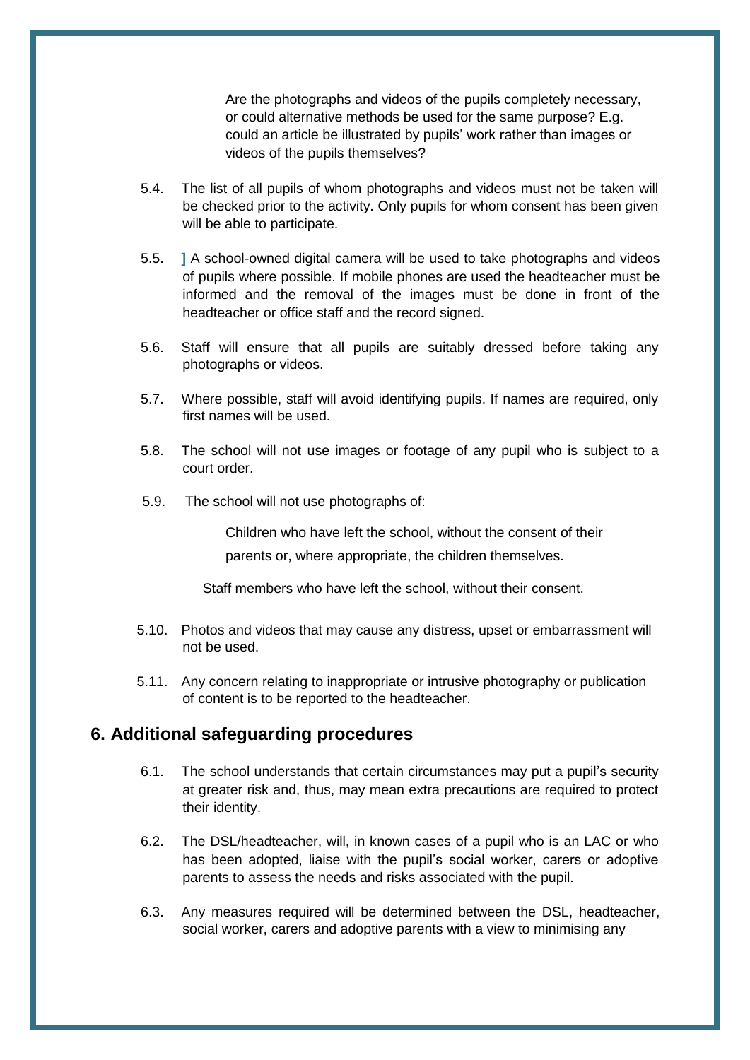Are the photographs and videos of the pupils completely necessary, or could alternative methods be used for the same purpose? E.g. could an article be illustrated by pupils' work rather than images or videos of the pupils themselves?

5.4. The list of all pupils of whom photographs and videos must not be taken will be checked prior to the activity. Only pupils for whom consent has been given will be able to participate.

5.5. ] A school-owned digital camera will be used to take photographs and videos of pupils where possible. If mobile phones are used the headteacher must be informed and the removal of the images must be done in front of the headteacher or office staff and the record signed.

5.6. Staff will ensure that all pupils are suitably dressed before taking any photographs or videos.

5.7. Where possible, staff will avoid identifying pupils. If names are required, only first names will be used.

5.8. The school will not use images or footage of any pupil who is subject to a court order.

5.9. The school will not use photographs of:

Children who have left the school, without the consent of their parents or, where appropriate, the children themselves.

Staff members who have left the school, without their consent.

5.10. Photos and videos that may cause any distress, upset or embarrassment will not be used.

5.11. Any concern relating to inappropriate or intrusive photography or publication of content is to be reported to the headteacher.

## 6. Additional safeguarding procedures

6.1. The school understands that certain circumstances may put a pupil's security at greater risk and, thus, may mean extra precautions are required to protect their identity.

6.2. The DSL/headteacher, will, in known cases of a pupil who is an LAC or who has been adopted, liaise with the pupil's social worker, carers or adoptive parents to assess the needs and risks associated with the pupil.

6.3. Any measures required will be determined between the DSL, headteacher, social worker, carers and adoptive parents with a view to minimising any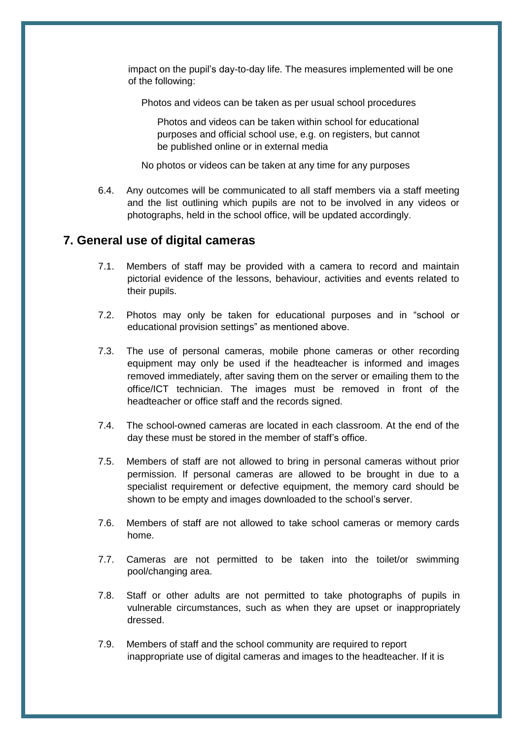impact on the pupil's day-to-day life. The measures implemented will be one of the following:

- Photos and videos can be taken as per usual school procedures
  - Photos and videos can be taken within school for educational purposes and official school use, e.g. on registers, but cannot be published online or in external media
- No photos or videos can be taken at any time for any purposes

6.4. Any outcomes will be communicated to all staff members via a staff meeting and the list outlining which pupils are not to be involved in any videos or photographs, held in the school office, will be updated accordingly.

## 7. General use of digital cameras

7.1. Members of staff may be provided with a camera to record and maintain pictorial evidence of the lessons, behaviour, activities and events related to their pupils.

7.2. Photos may only be taken for educational purposes and in "school or educational provision settings" as mentioned above.

7.3. The use of personal cameras, mobile phone cameras or other recording equipment may only be used if the headteacher is informed and images removed immediately, after saving them on the server or emailing them to the office/ICT technician. The images must be removed in front of the headteacher or office staff and the records signed.

7.4. The school-owned cameras are located in each classroom. At the end of the day these must be stored in the member of staff's office.

7.5. Members of staff are not allowed to bring in personal cameras without prior permission. If personal cameras are allowed to be brought in due to a specialist requirement or defective equipment, the memory card should be shown to be empty and images downloaded to the school's server.

7.6. Members of staff are not allowed to take school cameras or memory cards home.

7.7. Cameras are not permitted to be taken into the toilet/or swimming pool/changing area.

7.8. Staff or other adults are not permitted to take photographs of pupils in vulnerable circumstances, such as when they are upset or inappropriately dressed.

7.9. Members of staff and the school community are required to report inappropriate use of digital cameras and images to the headteacher. If it is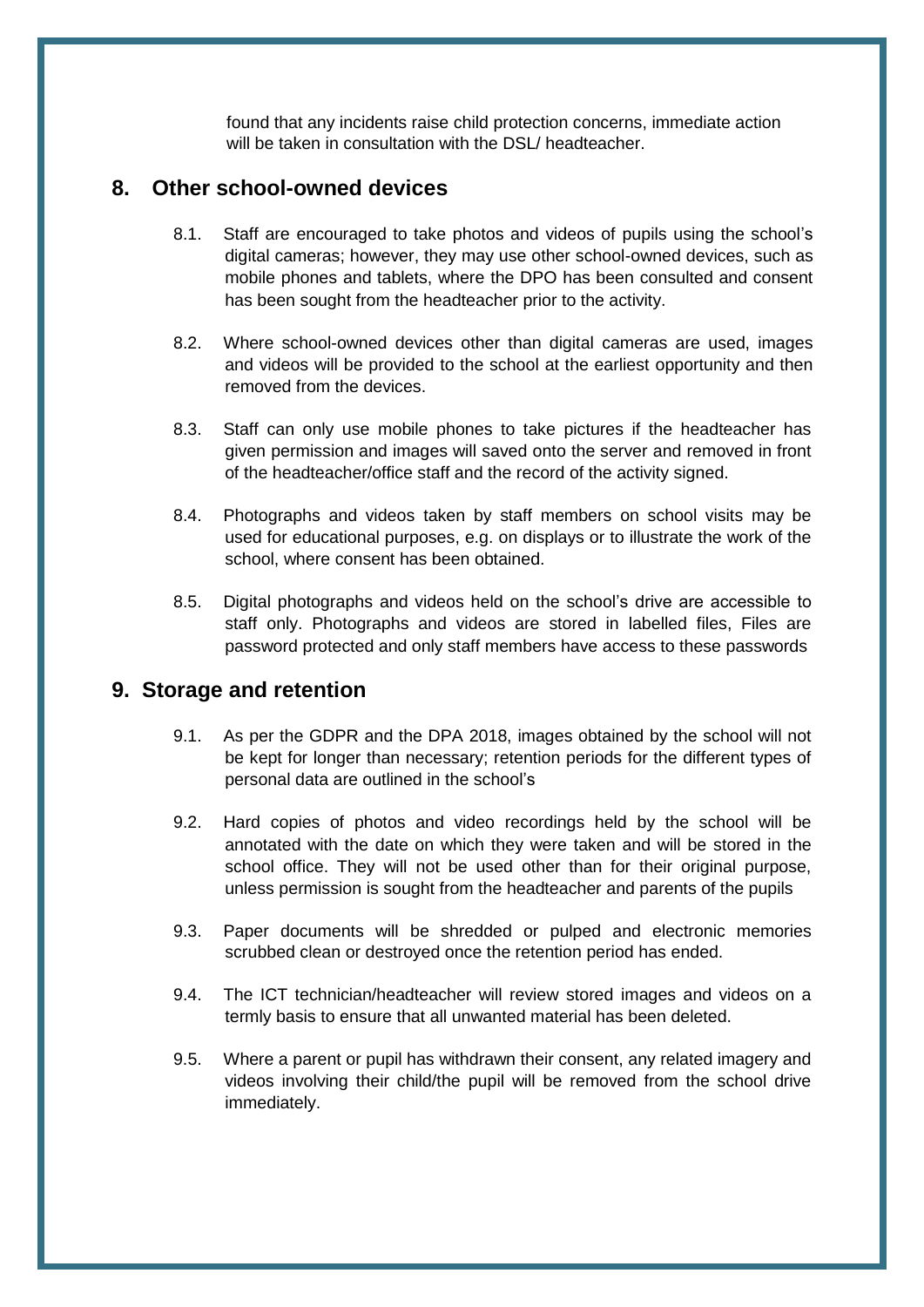found that any incidents raise child protection concerns, immediate action will be taken in consultation with the DSL/ headteacher.

## 8. Other school-owned devices

8.1. Staff are encouraged to take photos and videos of pupils using the school's digital cameras; however, they may use other school-owned devices, such as mobile phones and tablets, where the DPO has been consulted and consent has been sought from the headteacher prior to the activity.

8.2. Where school-owned devices other than digital cameras are used, images and videos will be provided to the school at the earliest opportunity and then removed from the devices.

8.3. Staff can only use mobile phones to take pictures if the headteacher has given permission and images will saved onto the server and removed in front of the headteacher/office staff and the record of the activity signed.

8.4. Photographs and videos taken by staff members on school visits may be used for educational purposes, e.g. on displays or to illustrate the work of the school, where consent has been obtained.

8.5. Digital photographs and videos held on the school's drive are accessible to staff only. Photographs and videos are stored in labelled files, Files are password protected and only staff members have access to these passwords

## 9. Storage and retention

9.1. As per the GDPR and the DPA 2018, images obtained by the school will not be kept for longer than necessary; retention periods for the different types of personal data are outlined in the school's

9.2. Hard copies of photos and video recordings held by the school will be annotated with the date on which they were taken and will be stored in the school office. They will not be used other than for their original purpose, unless permission is sought from the headteacher and parents of the pupils

9.3. Paper documents will be shredded or pulped and electronic memories scrubbed clean or destroyed once the retention period has ended.

9.4. The ICT technician/headteacher will review stored images and videos on a termly basis to ensure that all unwanted material has been deleted.

9.5. Where a parent or pupil has withdrawn their consent, any related imagery and videos involving their child/the pupil will be removed from the school drive immediately.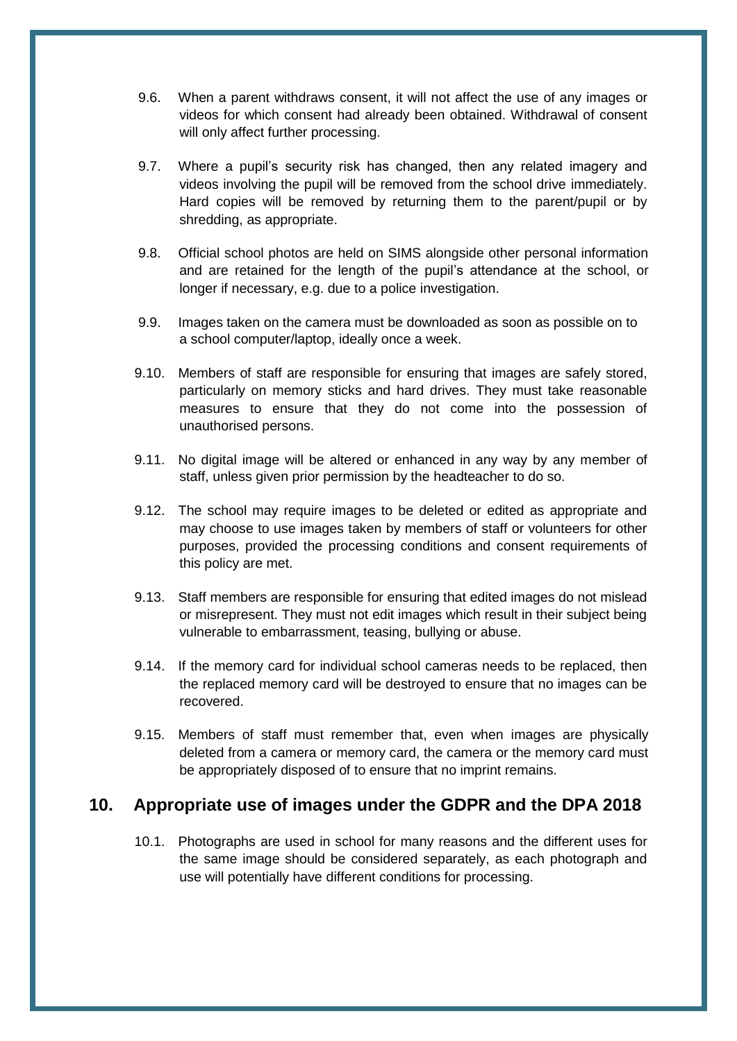9.6. When a parent withdraws consent, it will not affect the use of any images or videos for which consent had already been obtained. Withdrawal of consent will only affect further processing.

9.7. Where a pupil's security risk has changed, then any related imagery and videos involving the pupil will be removed from the school drive immediately. Hard copies will be removed by returning them to the parent/pupil or by shredding, as appropriate.

9.8. Official school photos are held on SIMS alongside other personal information and are retained for the length of the pupil's attendance at the school, or longer if necessary, e.g. due to a police investigation.

9.9. Images taken on the camera must be downloaded as soon as possible on to a school computer/laptop, ideally once a week.

9.10. Members of staff are responsible for ensuring that images are safely stored, particularly on memory sticks and hard drives. They must take reasonable measures to ensure that they do not come into the possession of unauthorised persons.

9.11. No digital image will be altered or enhanced in any way by any member of staff, unless given prior permission by the headteacher to do so.

9.12. The school may require images to be deleted or edited as appropriate and may choose to use images taken by members of staff or volunteers for other purposes, provided the processing conditions and consent requirements of this policy are met.

9.13. Staff members are responsible for ensuring that edited images do not mislead or misrepresent. They must not edit images which result in their subject being vulnerable to embarrassment, teasing, bullying or abuse.

9.14. If the memory card for individual school cameras needs to be replaced, then the replaced memory card will be destroyed to ensure that no images can be recovered.

9.15. Members of staff must remember that, even when images are physically deleted from a camera or memory card, the camera or the memory card must be appropriately disposed of to ensure that no imprint remains.

## 10. Appropriate use of images under the GDPR and the DPA 2018

10.1. Photographs are used in school for many reasons and the different uses for the same image should be considered separately, as each photograph and use will potentially have different conditions for processing.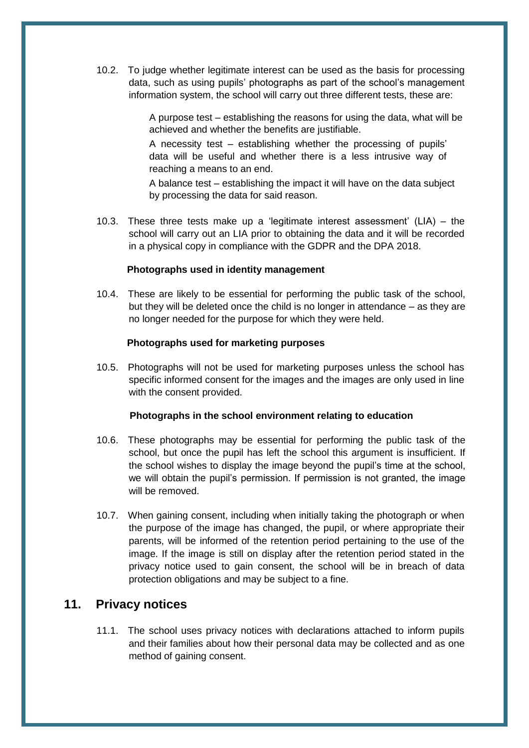10.2. To judge whether legitimate interest can be used as the basis for processing data, such as using pupils' photographs as part of the school's management information system, the school will carry out three different tests, these are:

- A purpose test – establishing the reasons for using the data, what will be achieved and whether the benefits are justifiable.
- A necessity test – establishing whether the processing of pupils' data will be useful and whether there is a less intrusive way of reaching a means to an end.
- A balance test – establishing the impact it will have on the data subject by processing the data for said reason.

10.3. These three tests make up a 'legitimate interest assessment' (LIA) – the school will carry out an LIA prior to obtaining the data and it will be recorded in a physical copy in compliance with the GDPR and the DPA 2018.

**Photographs used in identity management**

10.4. These are likely to be essential for performing the public task of the school, but they will be deleted once the child is no longer in attendance – as they are no longer needed for the purpose for which they were held.

**Photographs used for marketing purposes**

10.5. Photographs will not be used for marketing purposes unless the school has specific informed consent for the images and the images are only used in line with the consent provided.

**Photographs in the school environment relating to education**

10.6. These photographs may be essential for performing the public task of the school, but once the pupil has left the school this argument is insufficient. If the school wishes to display the image beyond the pupil's time at the school, we will obtain the pupil's permission. If permission is not granted, the image will be removed.

10.7. When gaining consent, including when initially taking the photograph or when the purpose of the image has changed, the pupil, or where appropriate their parents, will be informed of the retention period pertaining to the use of the image. If the image is still on display after the retention period stated in the privacy notice used to gain consent, the school will be in breach of data protection obligations and may be subject to a fine.

## 11. Privacy notices

11.1. The school uses privacy notices with declarations attached to inform pupils and their families about how their personal data may be collected and as one method of gaining consent.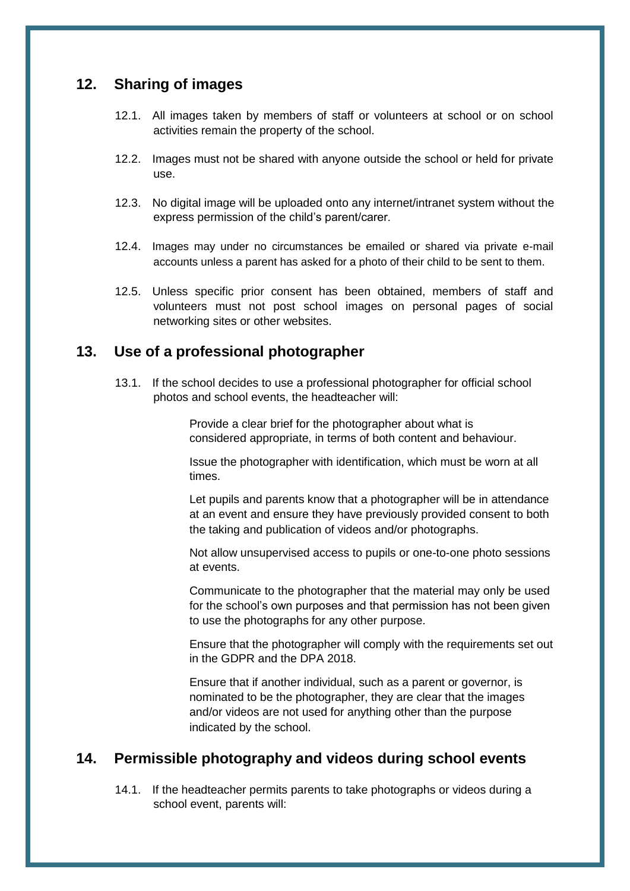## 12. Sharing of images

12.1. All images taken by members of staff or volunteers at school or on school activities remain the property of the school.

12.2. Images must not be shared with anyone outside the school or held for private use.

12.3. No digital image will be uploaded onto any internet/intranet system without the express permission of the child's parent/carer.

12.4. Images may under no circumstances be emailed or shared via private e-mail accounts unless a parent has asked for a photo of their child to be sent to them.

12.5. Unless specific prior consent has been obtained, members of staff and volunteers must not post school images on personal pages of social networking sites or other websites.

## 13. Use of a professional photographer

13.1. If the school decides to use a professional photographer for official school photos and school events, the headteacher will:

- Provide a clear brief for the photographer about what is considered appropriate, in terms of both content and behaviour.
- Issue the photographer with identification, which must be worn at all times.
- Let pupils and parents know that a photographer will be in attendance at an event and ensure they have previously provided consent to both the taking and publication of videos and/or photographs.
- Not allow unsupervised access to pupils or one-to-one photo sessions at events.
- Communicate to the photographer that the material may only be used for the school's own purposes and that permission has not been given to use the photographs for any other purpose.
- Ensure that the photographer will comply with the requirements set out in the GDPR and the DPA 2018.
- Ensure that if another individual, such as a parent or governor, is nominated to be the photographer, they are clear that the images and/or videos are not used for anything other than the purpose indicated by the school.

## 14. Permissible photography and videos during school events

14.1. If the headteacher permits parents to take photographs or videos during a school event, parents will: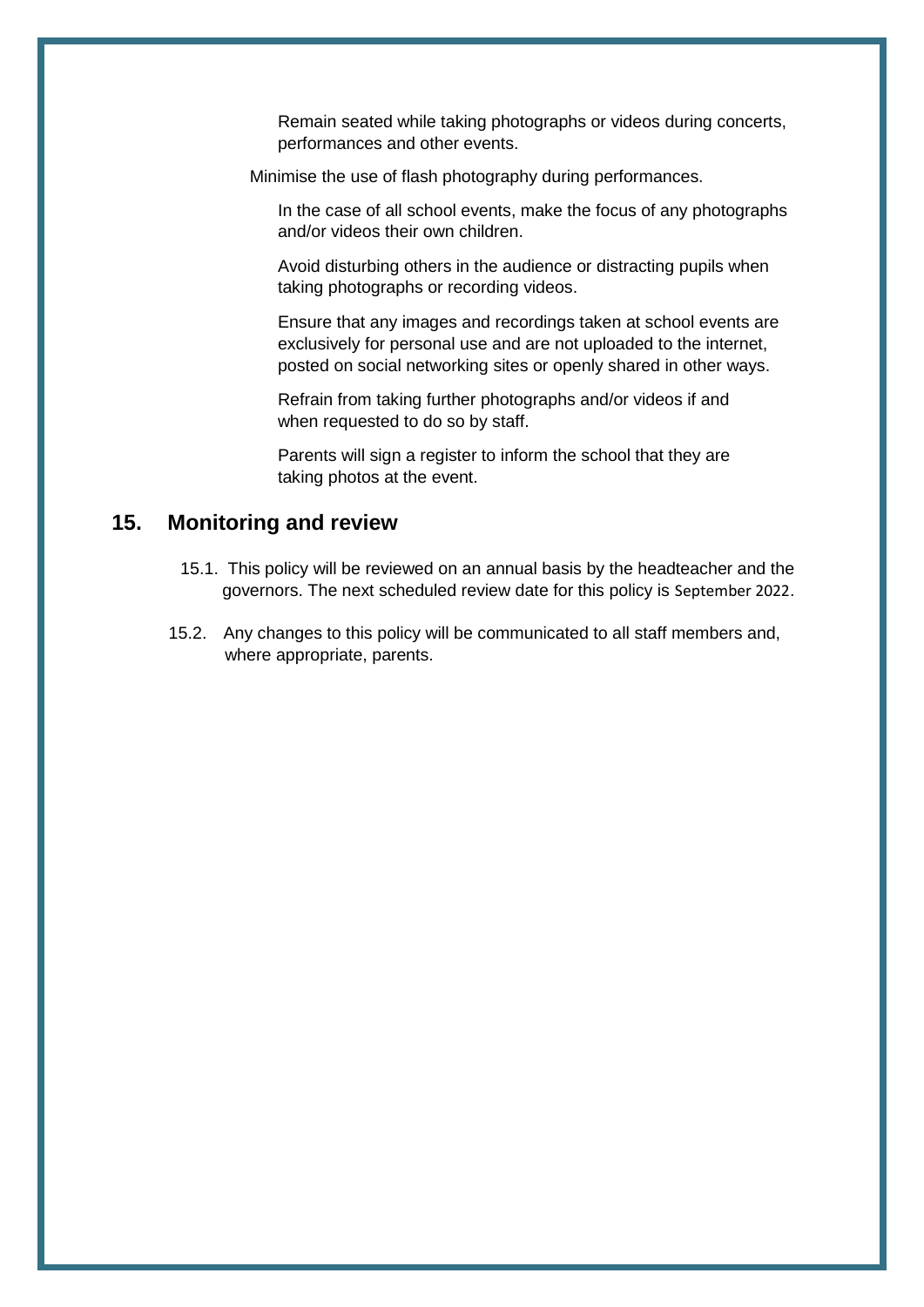- Remain seated while taking photographs or videos during concerts, performances and other events.
- Minimise the use of flash photography during performances.
- In the case of all school events, make the focus of any photographs and/or videos their own children.
- Avoid disturbing others in the audience or distracting pupils when taking photographs or recording videos.
- Ensure that any images and recordings taken at school events are exclusively for personal use and are not uploaded to the internet, posted on social networking sites or openly shared in other ways.
- Refrain from taking further photographs and/or videos if and when requested to do so by staff.
- Parents will sign a register to inform the school that they are taking photos at the event.

## 15. Monitoring and review

15.1. This policy will be reviewed on an annual basis by the headteacher and the governors. The next scheduled review date for this policy is September 2022.

15.2. Any changes to this policy will be communicated to all staff members and, where appropriate, parents.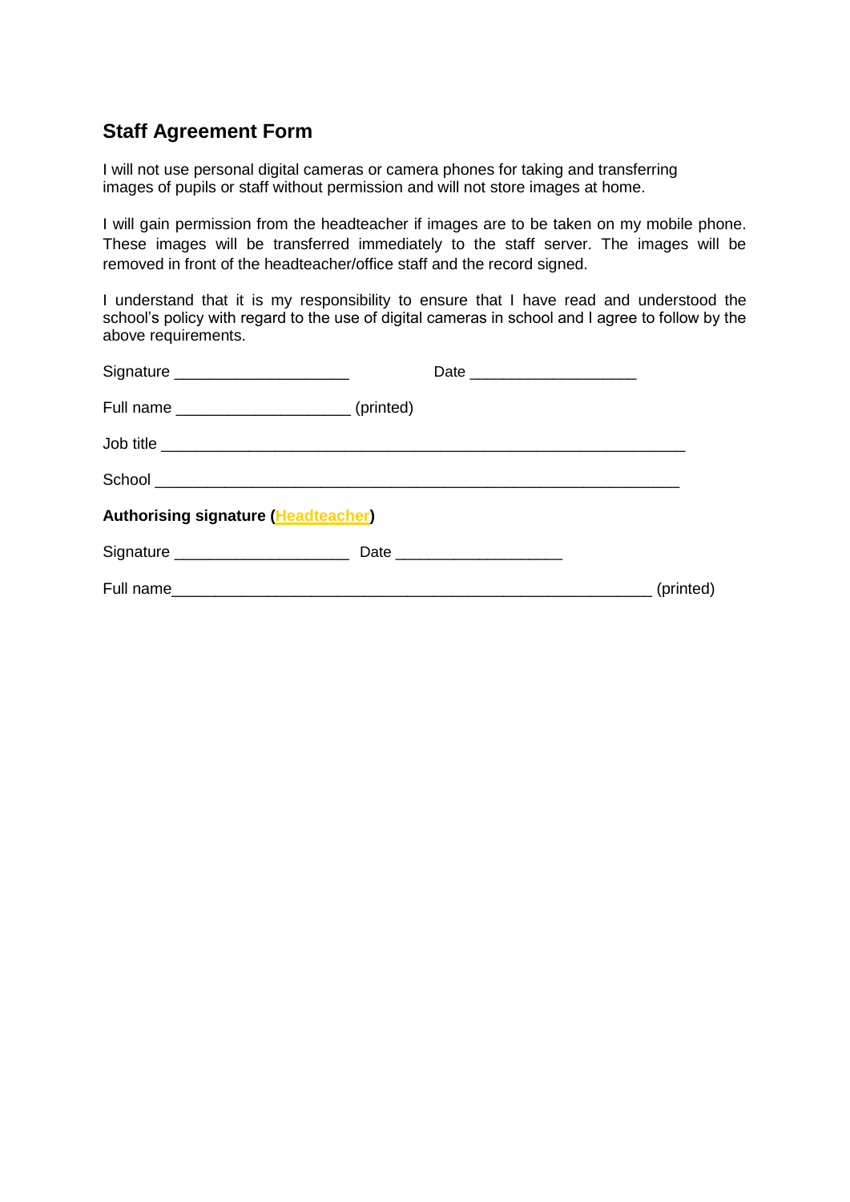## Staff Agreement Form

I will not use personal digital cameras or camera phones for taking and transferring images of pupils or staff without permission and will not store images at home.

I will gain permission from the headteacher if images are to be taken on my mobile phone. These images will be transferred immediately to the staff server. The images will be removed in front of the headteacher/office staff and the record signed.

I understand that it is my responsibility to ensure that I have read and understood the school's policy with regard to the use of digital cameras in school and I agree to follow by the above requirements.

Signature ____________________ Date ___________________

Full name ____________________ (printed)

Job title ___________________________________________________________

School ___________________________________________________________

**Authorising signature (Headteacher)**

Signature ____________________ Date ___________________

Full name_______________________________________________________ (printed)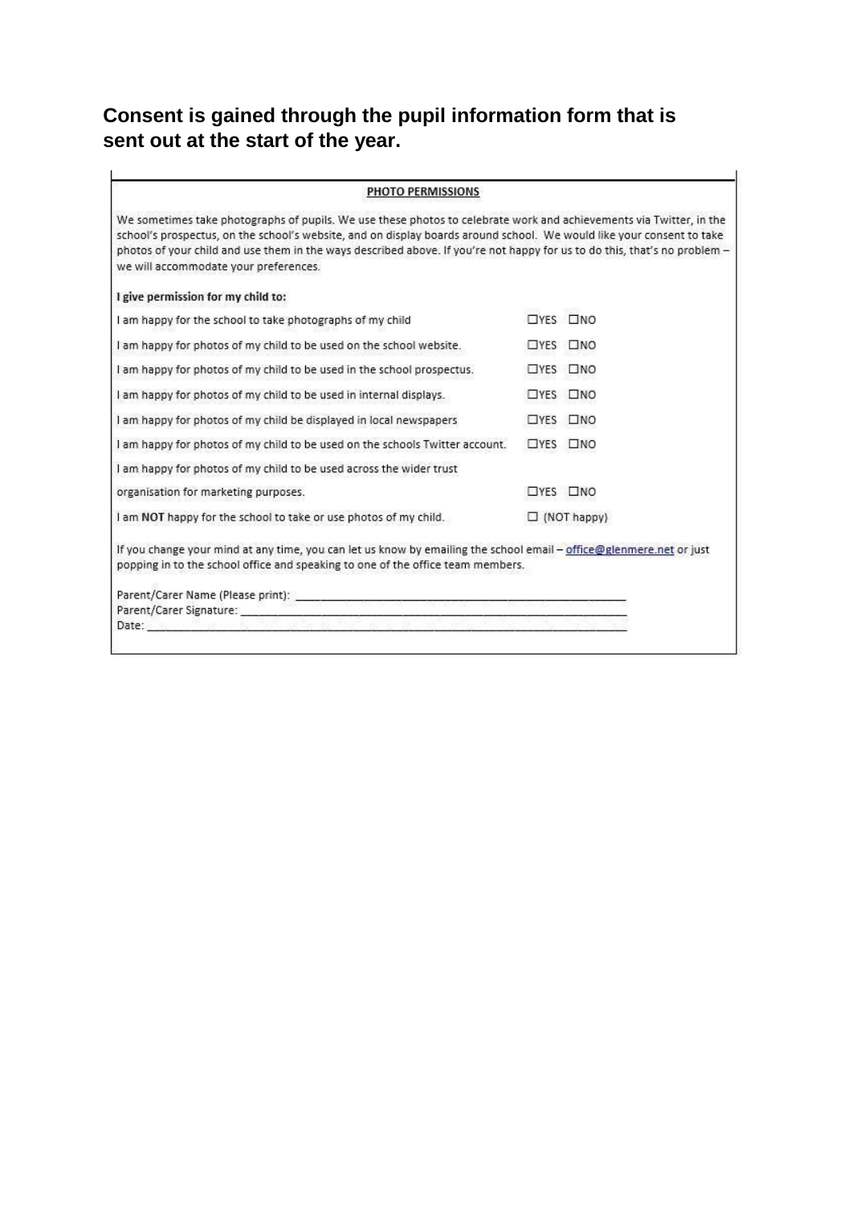**Consent is gained through the pupil information form that is sent out at the start of the year.**

**PHOTO PERMISSIONS**

We sometimes take photographs of pupils. We use these photos to celebrate work and achievements via Twitter, in the school's prospectus, on the school's website, and on display boards around school. We would like your consent to take photos of your child and use them in the ways described above. If you're not happy for us to do this, that's no problem – we will accommodate your preferences.

**I give permission for my child to:**

| | |
|---|---|
| I am happy for the school to take photographs of my child | ☐YES ☐NO |
| I am happy for photos of my child to be used on the school website. | ☐YES ☐NO |
| I am happy for photos of my child to be used in the school prospectus. | ☐YES ☐NO |
| I am happy for photos of my child to be used in internal displays. | ☐YES ☐NO |
| I am happy for photos of my child be displayed in local newspapers | ☐YES ☐NO |
| I am happy for photos of my child to be used on the schools Twitter account. | ☐YES ☐NO |
| I am happy for photos of my child to be used across the wider trust organisation for marketing purposes. | ☐YES ☐NO |
| I am **NOT** happy for the school to take or use photos of my child. | ☐ (NOT happy) |

If you change your mind at any time, you can let us know by emailing the school email – office@glenmere.net or just popping in to the school office and speaking to one of the office team members.

Parent/Carer Name (Please print): ______________________________

Parent/Carer Signature: ______________________________

Date: ______________________________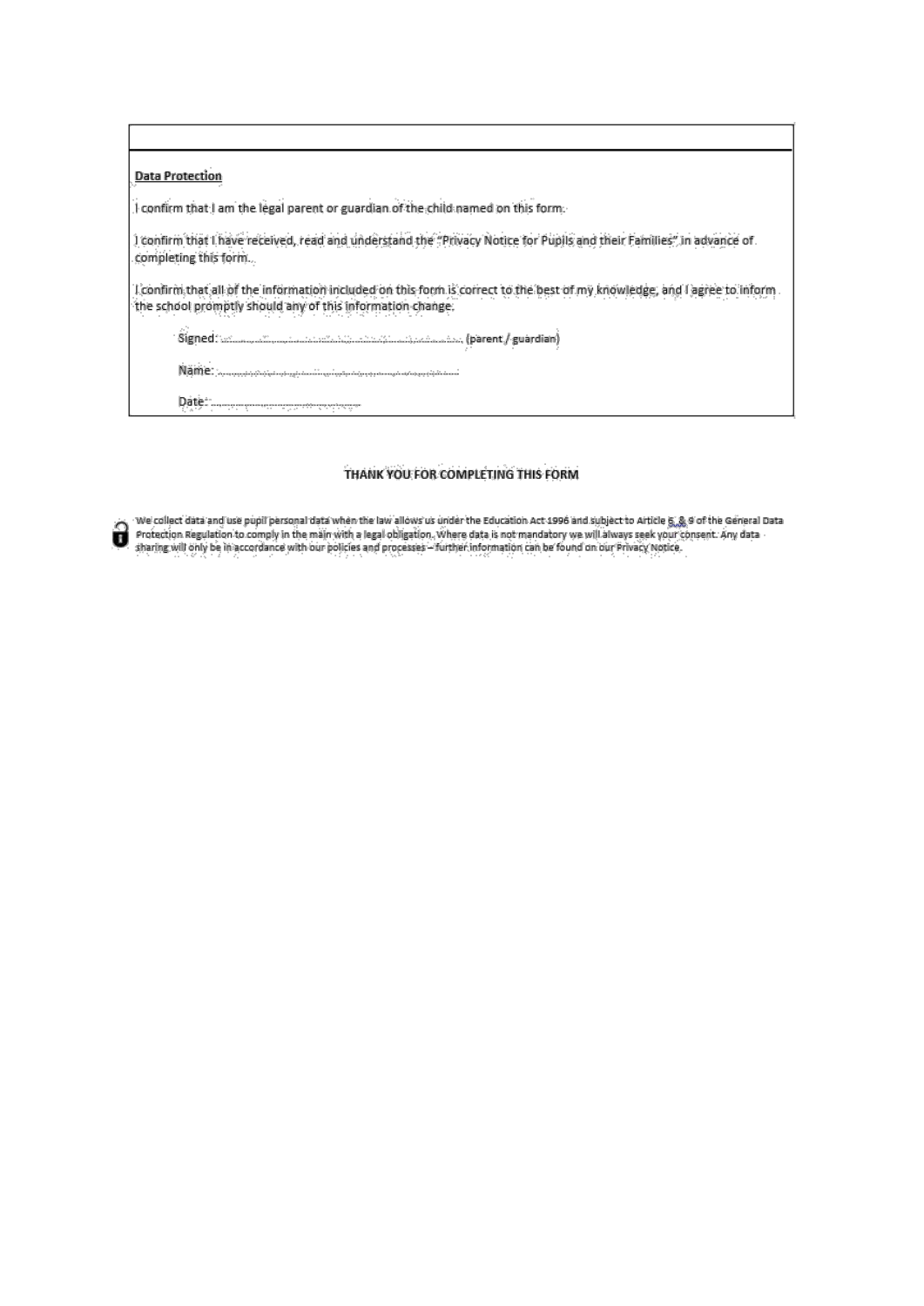**Data Protection**

I confirm that I am the legal parent or guardian of the child named on this form.

I confirm that I have received, read and understand the "Privacy Notice for Pupils and their Families" in advance of completing this form.

I confirm that all of the information included on this form is correct to the best of my knowledge, and I agree to inform the school promptly should any of this information change.

Signed: …………………………………………………………… (parent / guardian)

Name: ……………………………………………………………

Date: …………………………………………

**THANK YOU FOR COMPLETING THIS FORM**

We collect data and use pupil personal data when the law allows us under the Education Act 1996 and subject to Article 6, & 9 of the General Data Protection Regulation to comply in the main with a legal obligation. Where data is not mandatory we will always seek your consent. Any data sharing will only be in accordance with our policies and processes – further information can be found on our Privacy Notice.